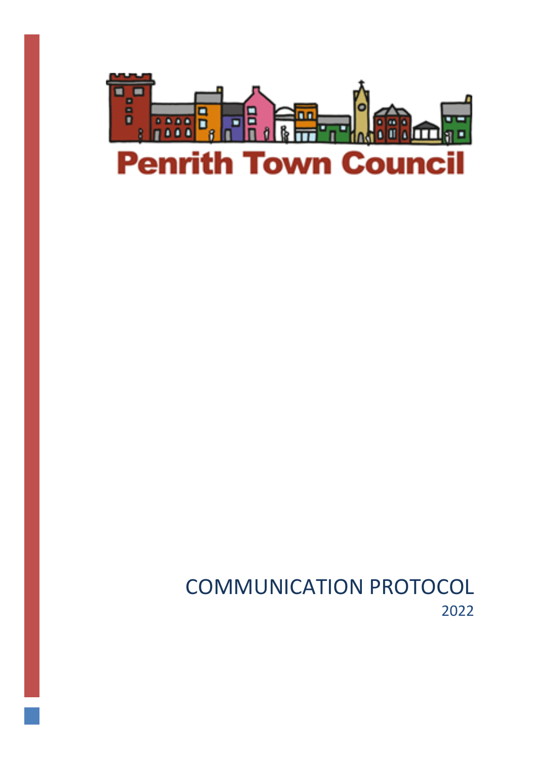Penrith Town Council

# COMMUNICATION PROTOCOL

2022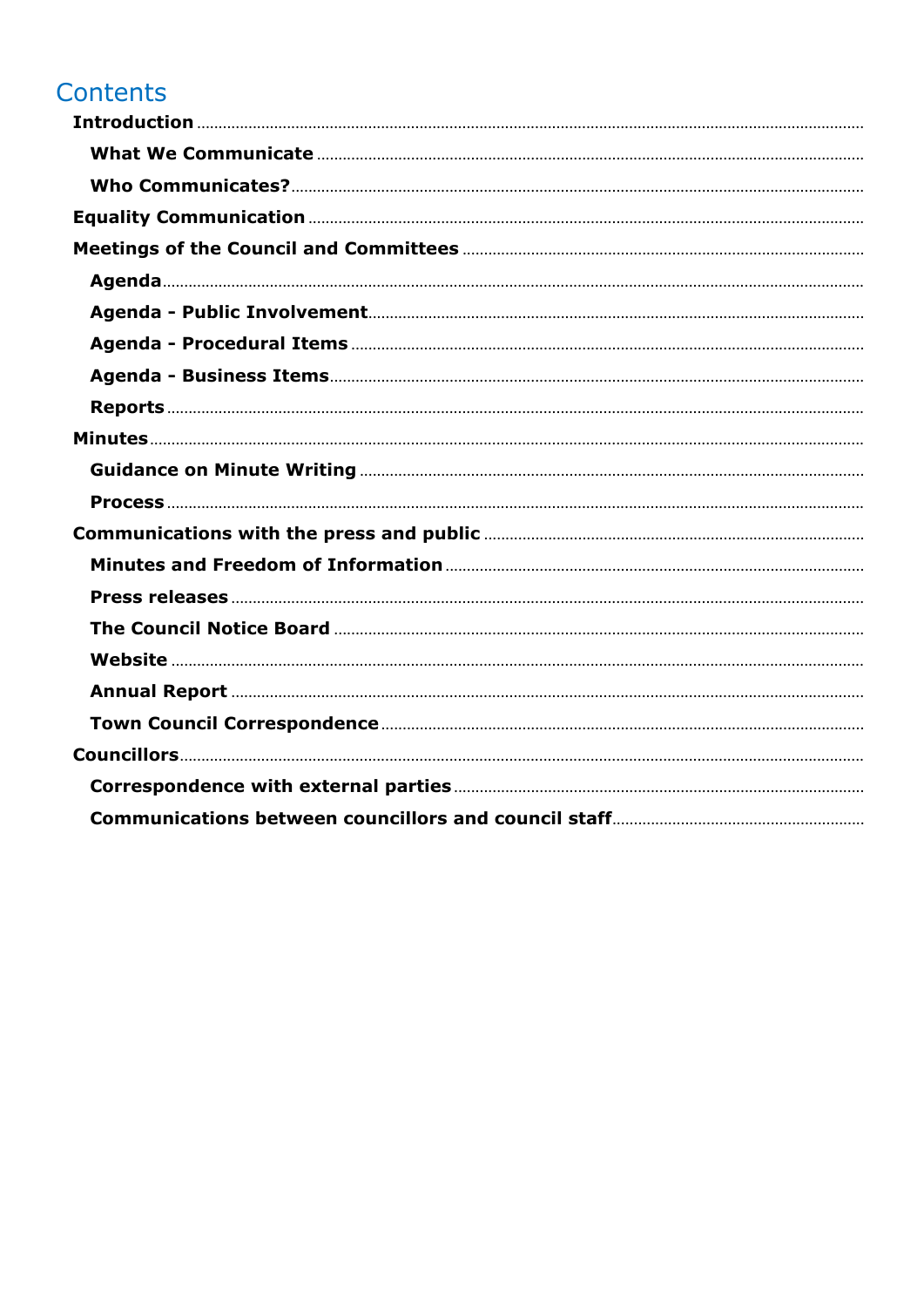# Contents

- **Introduction**
  - **What We Communicate**
  - **Who Communicates?**
- **Equality Communication**
- **Meetings of the Council and Committees**
  - **Agenda**
  - **Agenda - Public Involvement**
  - **Agenda - Procedural Items**
  - **Agenda - Business Items**
  - **Reports**
- **Minutes**
  - **Guidance on Minute Writing**
  - **Process**
- **Communications with the press and public**
  - **Minutes and Freedom of Information**
  - **Press releases**
  - **The Council Notice Board**
  - **Website**
  - **Annual Report**
  - **Town Council Correspondence**
- **Councillors**
  - **Correspondence with external parties**
  - **Communications between councillors and council staff**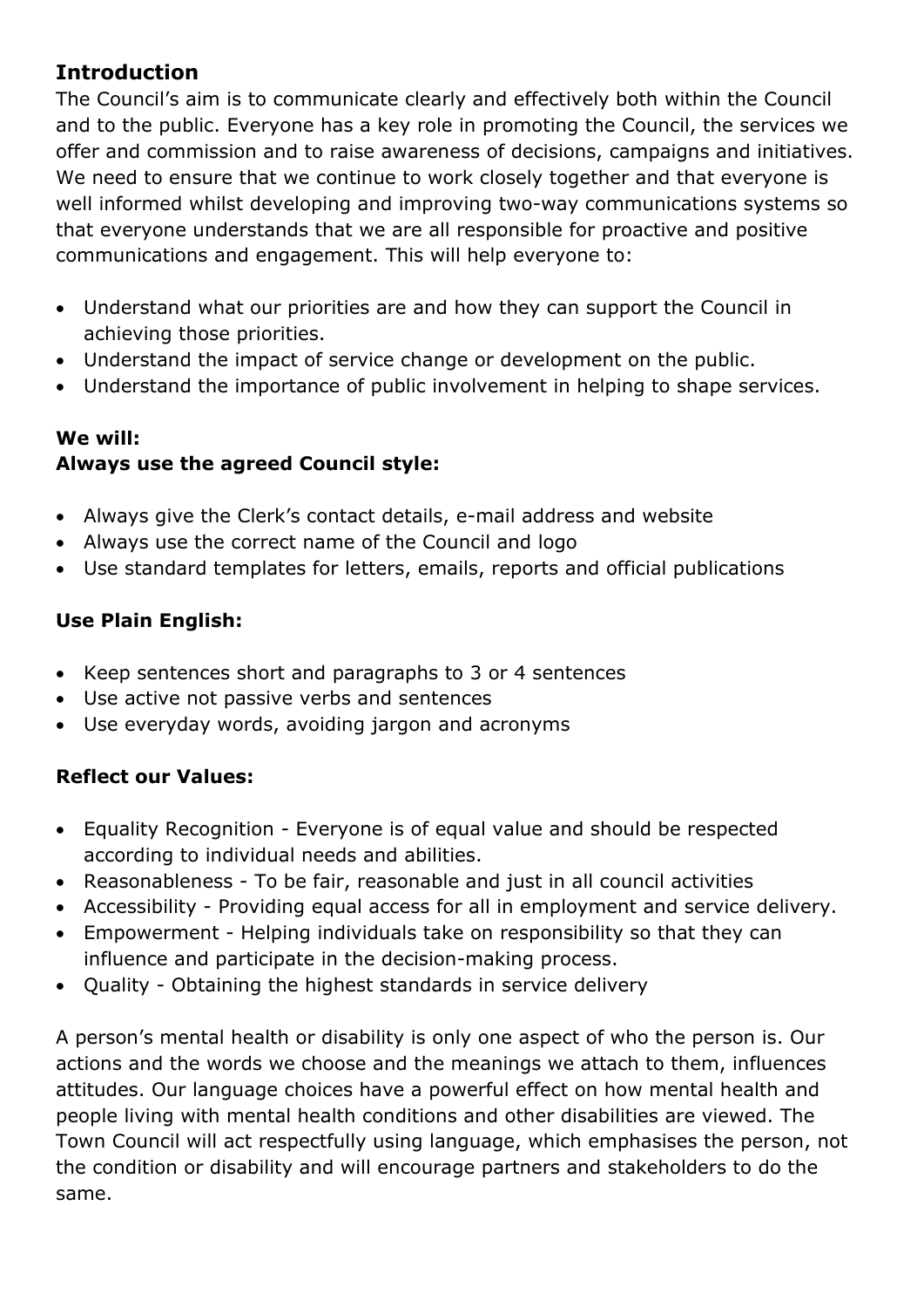## Introduction

The Council's aim is to communicate clearly and effectively both within the Council and to the public. Everyone has a key role in promoting the Council, the services we offer and commission and to raise awareness of decisions, campaigns and initiatives. We need to ensure that we continue to work closely together and that everyone is well informed whilst developing and improving two-way communications systems so that everyone understands that we are all responsible for proactive and positive communications and engagement. This will help everyone to:

- Understand what our priorities are and how they can support the Council in achieving those priorities.
- Understand the impact of service change or development on the public.
- Understand the importance of public involvement in helping to shape services.

**We will:**

**Always use the agreed Council style:**

- Always give the Clerk's contact details, e-mail address and website
- Always use the correct name of the Council and logo
- Use standard templates for letters, emails, reports and official publications

**Use Plain English:**

- Keep sentences short and paragraphs to 3 or 4 sentences
- Use active not passive verbs and sentences
- Use everyday words, avoiding jargon and acronyms

**Reflect our Values:**

- Equality Recognition - Everyone is of equal value and should be respected according to individual needs and abilities.
- Reasonableness - To be fair, reasonable and just in all council activities
- Accessibility - Providing equal access for all in employment and service delivery.
- Empowerment - Helping individuals take on responsibility so that they can influence and participate in the decision-making process.
- Quality - Obtaining the highest standards in service delivery

A person's mental health or disability is only one aspect of who the person is. Our actions and the words we choose and the meanings we attach to them, influences attitudes. Our language choices have a powerful effect on how mental health and people living with mental health conditions and other disabilities are viewed. The Town Council will act respectfully using language, which emphasises the person, not the condition or disability and will encourage partners and stakeholders to do the same.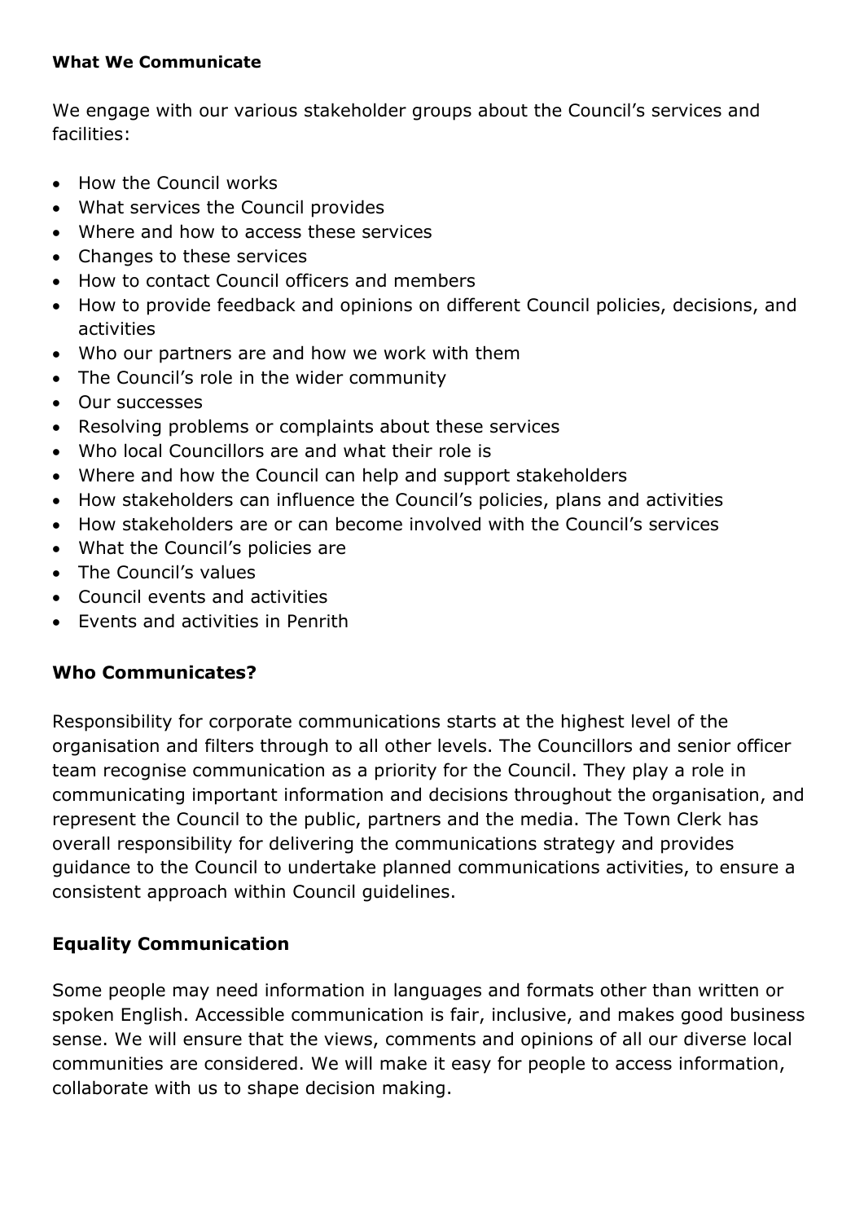### What We Communicate

We engage with our various stakeholder groups about the Council's services and facilities:

- How the Council works
- What services the Council provides
- Where and how to access these services
- Changes to these services
- How to contact Council officers and members
- How to provide feedback and opinions on different Council policies, decisions, and activities
- Who our partners are and how we work with them
- The Council's role in the wider community
- Our successes
- Resolving problems or complaints about these services
- Who local Councillors are and what their role is
- Where and how the Council can help and support stakeholders
- How stakeholders can influence the Council's policies, plans and activities
- How stakeholders are or can become involved with the Council's services
- What the Council's policies are
- The Council's values
- Council events and activities
- Events and activities in Penrith

## Who Communicates?

Responsibility for corporate communications starts at the highest level of the organisation and filters through to all other levels. The Councillors and senior officer team recognise communication as a priority for the Council. They play a role in communicating important information and decisions throughout the organisation, and represent the Council to the public, partners and the media. The Town Clerk has overall responsibility for delivering the communications strategy and provides guidance to the Council to undertake planned communications activities, to ensure a consistent approach within Council guidelines.

## Equality Communication

Some people may need information in languages and formats other than written or spoken English. Accessible communication is fair, inclusive, and makes good business sense. We will ensure that the views, comments and opinions of all our diverse local communities are considered. We will make it easy for people to access information, collaborate with us to shape decision making.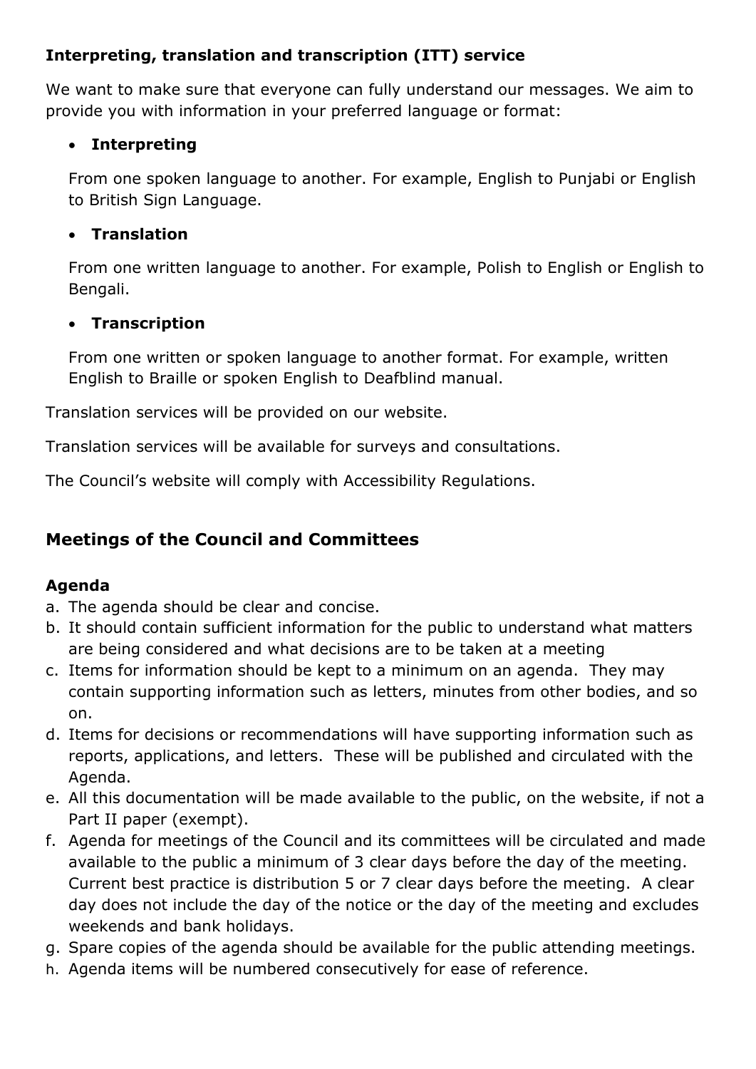### Interpreting, translation and transcription (ITT) service

We want to make sure that everyone can fully understand our messages. We aim to provide you with information in your preferred language or format:

- **Interpreting**

  From one spoken language to another. For example, English to Punjabi or English to British Sign Language.

- **Translation**

  From one written language to another. For example, Polish to English or English to Bengali.

- **Transcription**

  From one written or spoken language to another format. For example, written English to Braille or spoken English to Deafblind manual.

Translation services will be provided on our website.

Translation services will be available for surveys and consultations.

The Council's website will comply with Accessibility Regulations.

## Meetings of the Council and Committees

### Agenda

a. The agenda should be clear and concise.
b. It should contain sufficient information for the public to understand what matters are being considered and what decisions are to be taken at a meeting
c. Items for information should be kept to a minimum on an agenda. They may contain supporting information such as letters, minutes from other bodies, and so on.
d. Items for decisions or recommendations will have supporting information such as reports, applications, and letters. These will be published and circulated with the Agenda.
e. All this documentation will be made available to the public, on the website, if not a Part II paper (exempt).
f. Agenda for meetings of the Council and its committees will be circulated and made available to the public a minimum of 3 clear days before the day of the meeting. Current best practice is distribution 5 or 7 clear days before the meeting. A clear day does not include the day of the notice or the day of the meeting and excludes weekends and bank holidays.
g. Spare copies of the agenda should be available for the public attending meetings.
h. Agenda items will be numbered consecutively for ease of reference.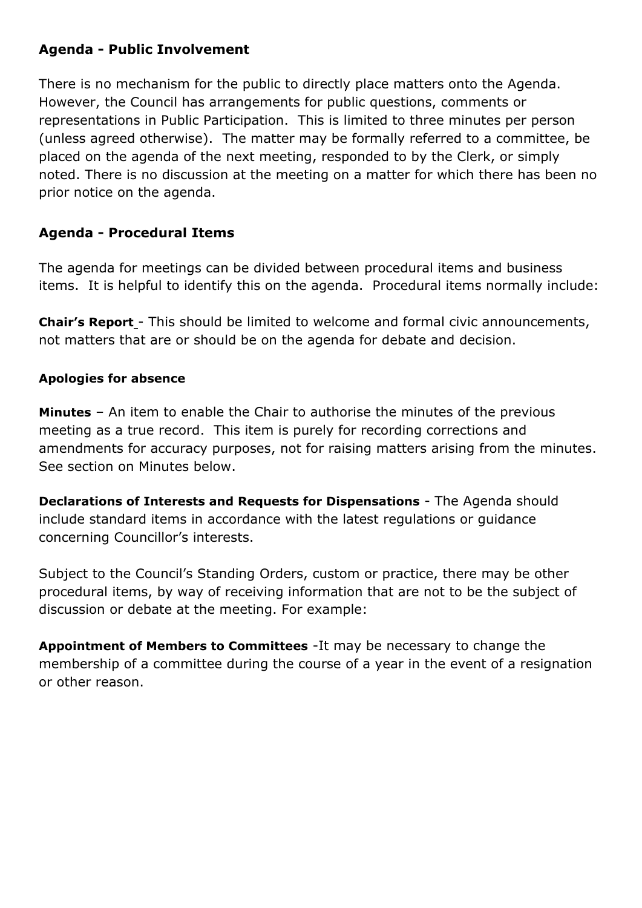## Agenda - Public Involvement

There is no mechanism for the public to directly place matters onto the Agenda. However, the Council has arrangements for public questions, comments or representations in Public Participation. This is limited to three minutes per person (unless agreed otherwise). The matter may be formally referred to a committee, be placed on the agenda of the next meeting, responded to by the Clerk, or simply noted. There is no discussion at the meeting on a matter for which there has been no prior notice on the agenda.

## Agenda - Procedural Items

The agenda for meetings can be divided between procedural items and business items. It is helpful to identify this on the agenda. Procedural items normally include:

**Chair's Report** - This should be limited to welcome and formal civic announcements, not matters that are or should be on the agenda for debate and decision.

**Apologies for absence**

**Minutes** – An item to enable the Chair to authorise the minutes of the previous meeting as a true record. This item is purely for recording corrections and amendments for accuracy purposes, not for raising matters arising from the minutes. See section on Minutes below.

**Declarations of Interests and Requests for Dispensations** - The Agenda should include standard items in accordance with the latest regulations or guidance concerning Councillor's interests.

Subject to the Council's Standing Orders, custom or practice, there may be other procedural items, by way of receiving information that are not to be the subject of discussion or debate at the meeting. For example:

**Appointment of Members to Committees** -It may be necessary to change the membership of a committee during the course of a year in the event of a resignation or other reason.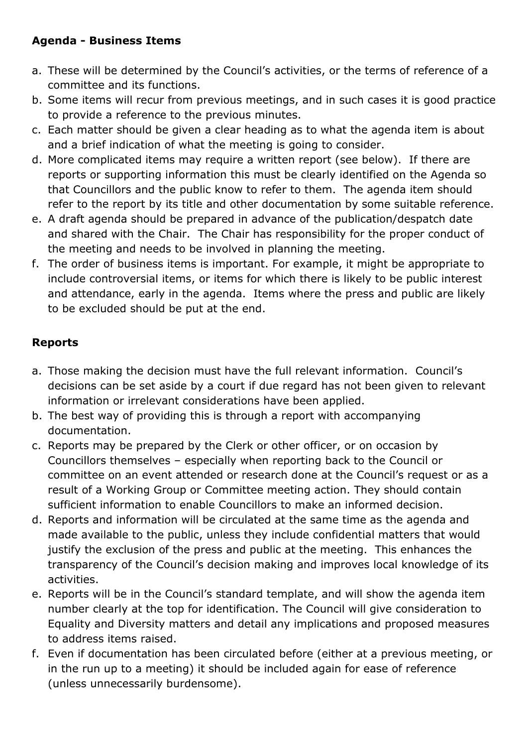**Agenda - Business Items**

a. These will be determined by the Council's activities, or the terms of reference of a committee and its functions.
b. Some items will recur from previous meetings, and in such cases it is good practice to provide a reference to the previous minutes.
c. Each matter should be given a clear heading as to what the agenda item is about and a brief indication of what the meeting is going to consider.
d. More complicated items may require a written report (see below). If there are reports or supporting information this must be clearly identified on the Agenda so that Councillors and the public know to refer to them. The agenda item should refer to the report by its title and other documentation by some suitable reference.
e. A draft agenda should be prepared in advance of the publication/despatch date and shared with the Chair. The Chair has responsibility for the proper conduct of the meeting and needs to be involved in planning the meeting.
f. The order of business items is important. For example, it might be appropriate to include controversial items, or items for which there is likely to be public interest and attendance, early in the agenda. Items where the press and public are likely to be excluded should be put at the end.

**Reports**

a. Those making the decision must have the full relevant information. Council's decisions can be set aside by a court if due regard has not been given to relevant information or irrelevant considerations have been applied.
b. The best way of providing this is through a report with accompanying documentation.
c. Reports may be prepared by the Clerk or other officer, or on occasion by Councillors themselves – especially when reporting back to the Council or committee on an event attended or research done at the Council's request or as a result of a Working Group or Committee meeting action. They should contain sufficient information to enable Councillors to make an informed decision.
d. Reports and information will be circulated at the same time as the agenda and made available to the public, unless they include confidential matters that would justify the exclusion of the press and public at the meeting. This enhances the transparency of the Council's decision making and improves local knowledge of its activities.
e. Reports will be in the Council's standard template, and will show the agenda item number clearly at the top for identification. The Council will give consideration to Equality and Diversity matters and detail any implications and proposed measures to address items raised.
f. Even if documentation has been circulated before (either at a previous meeting, or in the run up to a meeting) it should be included again for ease of reference (unless unnecessarily burdensome).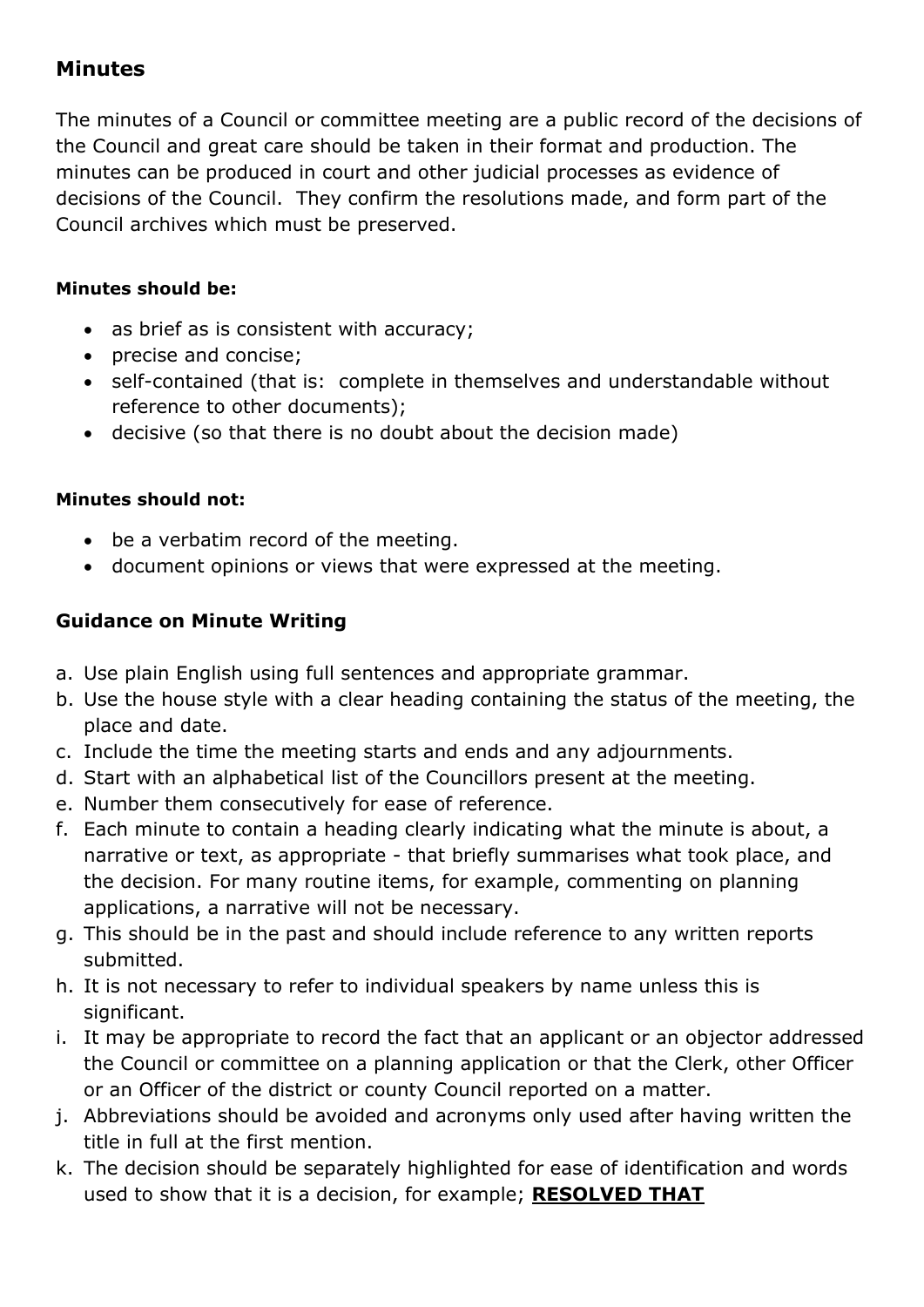## Minutes

The minutes of a Council or committee meeting are a public record of the decisions of the Council and great care should be taken in their format and production. The minutes can be produced in court and other judicial processes as evidence of decisions of the Council. They confirm the resolutions made, and form part of the Council archives which must be preserved.

**Minutes should be:**

- as brief as is consistent with accuracy;
- precise and concise;
- self-contained (that is: complete in themselves and understandable without reference to other documents);
- decisive (so that there is no doubt about the decision made)

**Minutes should not:**

- be a verbatim record of the meeting.
- document opinions or views that were expressed at the meeting.

### Guidance on Minute Writing

a. Use plain English using full sentences and appropriate grammar.
b. Use the house style with a clear heading containing the status of the meeting, the place and date.
c. Include the time the meeting starts and ends and any adjournments.
d. Start with an alphabetical list of the Councillors present at the meeting.
e. Number them consecutively for ease of reference.
f. Each minute to contain a heading clearly indicating what the minute is about, a narrative or text, as appropriate - that briefly summarises what took place, and the decision. For many routine items, for example, commenting on planning applications, a narrative will not be necessary.
g. This should be in the past and should include reference to any written reports submitted.
h. It is not necessary to refer to individual speakers by name unless this is significant.
i. It may be appropriate to record the fact that an applicant or an objector addressed the Council or committee on a planning application or that the Clerk, other Officer or an Officer of the district or county Council reported on a matter.
j. Abbreviations should be avoided and acronyms only used after having written the title in full at the first mention.
k. The decision should be separately highlighted for ease of identification and words used to show that it is a decision, for example; **<u>RESOLVED THAT</u>**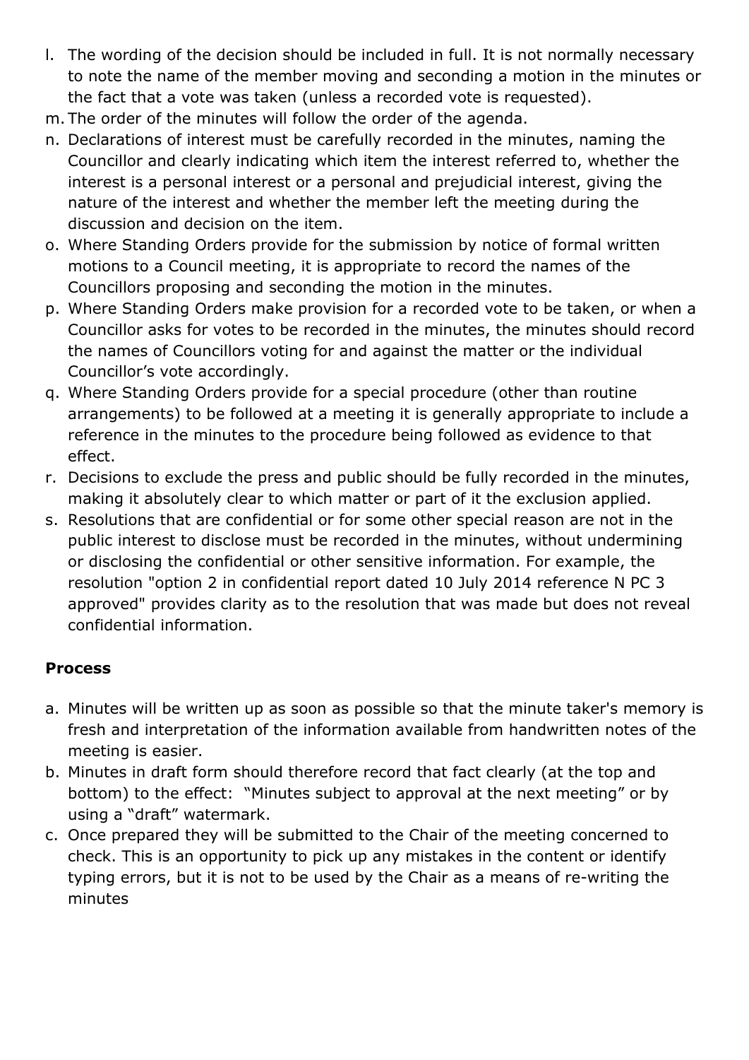l. The wording of the decision should be included in full. It is not normally necessary to note the name of the member moving and seconding a motion in the minutes or the fact that a vote was taken (unless a recorded vote is requested).
m. The order of the minutes will follow the order of the agenda.
n. Declarations of interest must be carefully recorded in the minutes, naming the Councillor and clearly indicating which item the interest referred to, whether the interest is a personal interest or a personal and prejudicial interest, giving the nature of the interest and whether the member left the meeting during the discussion and decision on the item.
o. Where Standing Orders provide for the submission by notice of formal written motions to a Council meeting, it is appropriate to record the names of the Councillors proposing and seconding the motion in the minutes.
p. Where Standing Orders make provision for a recorded vote to be taken, or when a Councillor asks for votes to be recorded in the minutes, the minutes should record the names of Councillors voting for and against the matter or the individual Councillor's vote accordingly.
q. Where Standing Orders provide for a special procedure (other than routine arrangements) to be followed at a meeting it is generally appropriate to include a reference in the minutes to the procedure being followed as evidence to that effect.
r. Decisions to exclude the press and public should be fully recorded in the minutes, making it absolutely clear to which matter or part of it the exclusion applied.
s. Resolutions that are confidential or for some other special reason are not in the public interest to disclose must be recorded in the minutes, without undermining or disclosing the confidential or other sensitive information. For example, the resolution "option 2 in confidential report dated 10 July 2014 reference N PC 3 approved" provides clarity as to the resolution that was made but does not reveal confidential information.

**Process**

a. Minutes will be written up as soon as possible so that the minute taker's memory is fresh and interpretation of the information available from handwritten notes of the meeting is easier.
b. Minutes in draft form should therefore record that fact clearly (at the top and bottom) to the effect: "Minutes subject to approval at the next meeting" or by using a "draft" watermark.
c. Once prepared they will be submitted to the Chair of the meeting concerned to check. This is an opportunity to pick up any mistakes in the content or identify typing errors, but it is not to be used by the Chair as a means of re-writing the minutes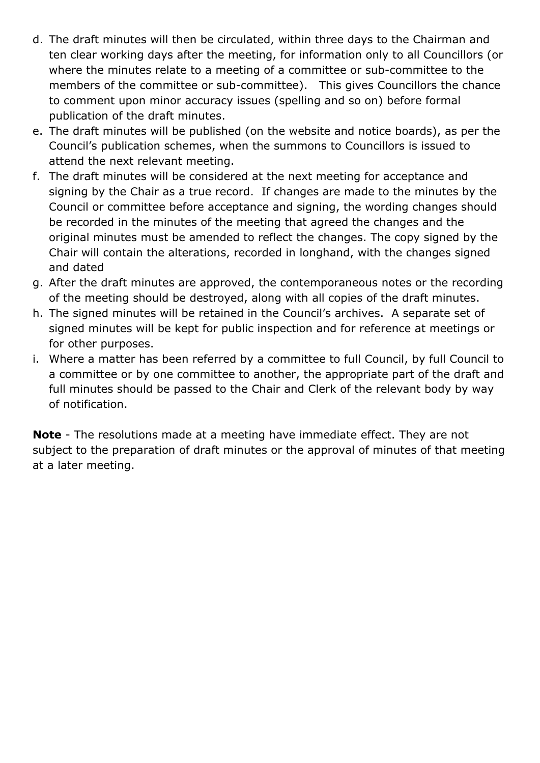d. The draft minutes will then be circulated, within three days to the Chairman and ten clear working days after the meeting, for information only to all Councillors (or where the minutes relate to a meeting of a committee or sub-committee to the members of the committee or sub-committee). This gives Councillors the chance to comment upon minor accuracy issues (spelling and so on) before formal publication of the draft minutes.
e. The draft minutes will be published (on the website and notice boards), as per the Council's publication schemes, when the summons to Councillors is issued to attend the next relevant meeting.
f. The draft minutes will be considered at the next meeting for acceptance and signing by the Chair as a true record. If changes are made to the minutes by the Council or committee before acceptance and signing, the wording changes should be recorded in the minutes of the meeting that agreed the changes and the original minutes must be amended to reflect the changes. The copy signed by the Chair will contain the alterations, recorded in longhand, with the changes signed and dated
g. After the draft minutes are approved, the contemporaneous notes or the recording of the meeting should be destroyed, along with all copies of the draft minutes.
h. The signed minutes will be retained in the Council's archives. A separate set of signed minutes will be kept for public inspection and for reference at meetings or for other purposes.
i. Where a matter has been referred by a committee to full Council, by full Council to a committee or by one committee to another, the appropriate part of the draft and full minutes should be passed to the Chair and Clerk of the relevant body by way of notification.

**Note** - The resolutions made at a meeting have immediate effect. They are not subject to the preparation of draft minutes or the approval of minutes of that meeting at a later meeting.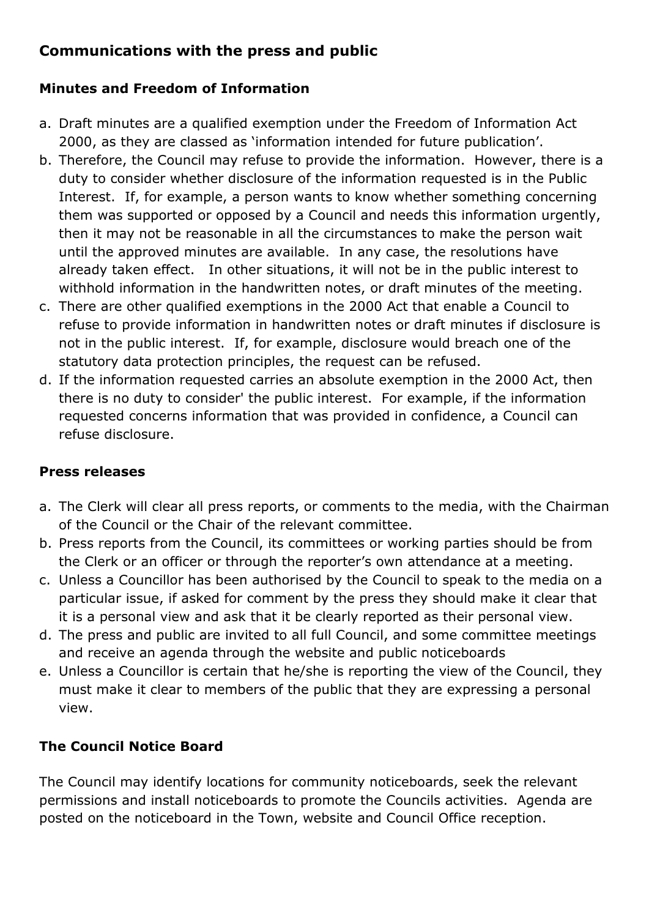## Communications with the press and public

### Minutes and Freedom of Information

a. Draft minutes are a qualified exemption under the Freedom of Information Act 2000, as they are classed as 'information intended for future publication'.
b. Therefore, the Council may refuse to provide the information. However, there is a duty to consider whether disclosure of the information requested is in the Public Interest. If, for example, a person wants to know whether something concerning them was supported or opposed by a Council and needs this information urgently, then it may not be reasonable in all the circumstances to make the person wait until the approved minutes are available. In any case, the resolutions have already taken effect. In other situations, it will not be in the public interest to withhold information in the handwritten notes, or draft minutes of the meeting.
c. There are other qualified exemptions in the 2000 Act that enable a Council to refuse to provide information in handwritten notes or draft minutes if disclosure is not in the public interest. If, for example, disclosure would breach one of the statutory data protection principles, the request can be refused.
d. If the information requested carries an absolute exemption in the 2000 Act, then there is no duty to consider' the public interest. For example, if the information requested concerns information that was provided in confidence, a Council can refuse disclosure.

### Press releases

a. The Clerk will clear all press reports, or comments to the media, with the Chairman of the Council or the Chair of the relevant committee.
b. Press reports from the Council, its committees or working parties should be from the Clerk or an officer or through the reporter's own attendance at a meeting.
c. Unless a Councillor has been authorised by the Council to speak to the media on a particular issue, if asked for comment by the press they should make it clear that it is a personal view and ask that it be clearly reported as their personal view.
d. The press and public are invited to all full Council, and some committee meetings and receive an agenda through the website and public noticeboards
e. Unless a Councillor is certain that he/she is reporting the view of the Council, they must make it clear to members of the public that they are expressing a personal view.

### The Council Notice Board

The Council may identify locations for community noticeboards, seek the relevant permissions and install noticeboards to promote the Councils activities. Agenda are posted on the noticeboard in the Town, website and Council Office reception.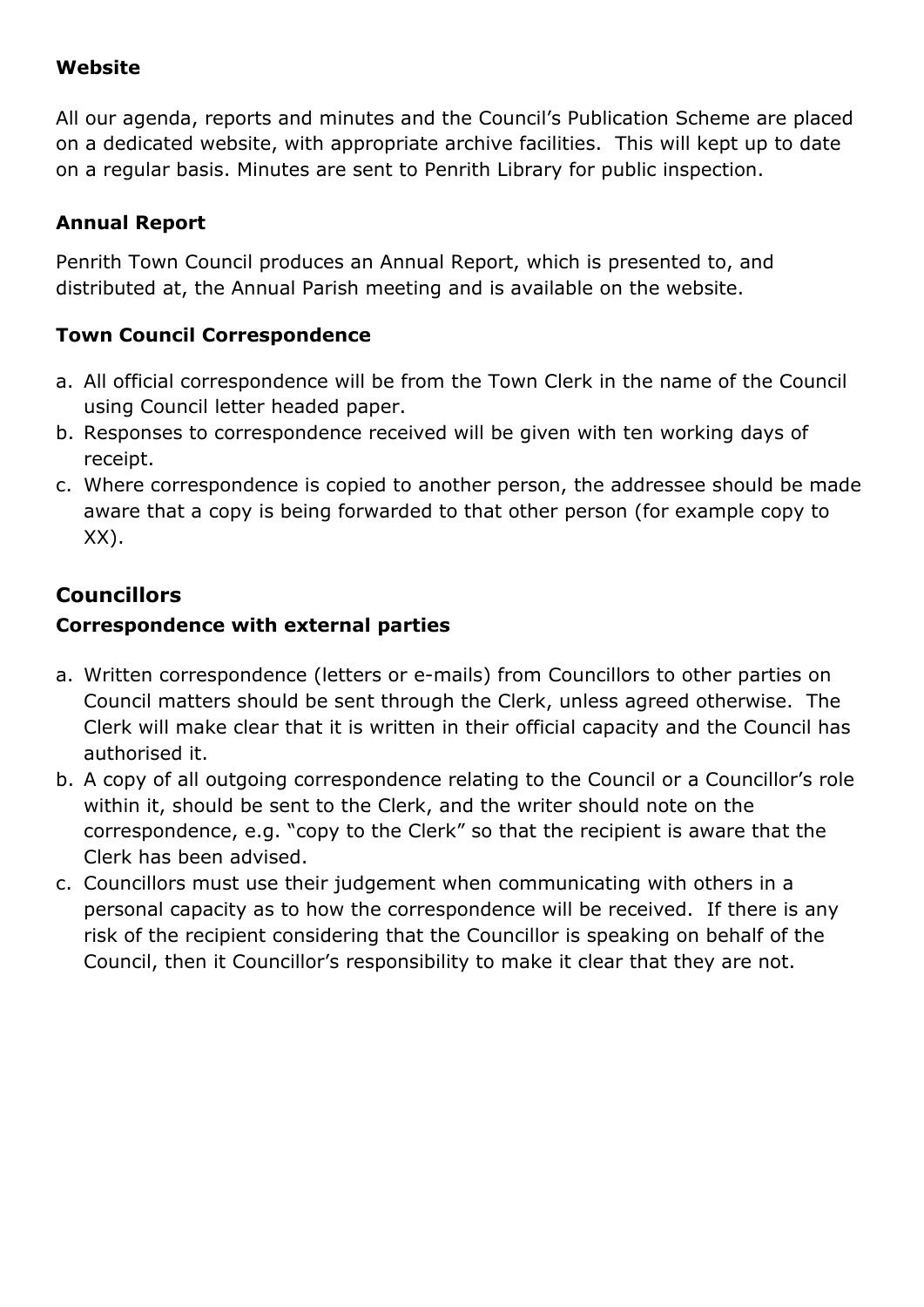**Website**

All our agenda, reports and minutes and the Council's Publication Scheme are placed on a dedicated website, with appropriate archive facilities. This will kept up to date on a regular basis. Minutes are sent to Penrith Library for public inspection.

**Annual Report**

Penrith Town Council produces an Annual Report, which is presented to, and distributed at, the Annual Parish meeting and is available on the website.

**Town Council Correspondence**

a. All official correspondence will be from the Town Clerk in the name of the Council using Council letter headed paper.
b. Responses to correspondence received will be given with ten working days of receipt.
c. Where correspondence is copied to another person, the addressee should be made aware that a copy is being forwarded to that other person (for example copy to XX).

## Councillors

**Correspondence with external parties**

a. Written correspondence (letters or e-mails) from Councillors to other parties on Council matters should be sent through the Clerk, unless agreed otherwise. The Clerk will make clear that it is written in their official capacity and the Council has authorised it.
b. A copy of all outgoing correspondence relating to the Council or a Councillor's role within it, should be sent to the Clerk, and the writer should note on the correspondence, e.g. "copy to the Clerk" so that the recipient is aware that the Clerk has been advised.
c. Councillors must use their judgement when communicating with others in a personal capacity as to how the correspondence will be received. If there is any risk of the recipient considering that the Councillor is speaking on behalf of the Council, then it Councillor's responsibility to make it clear that they are not.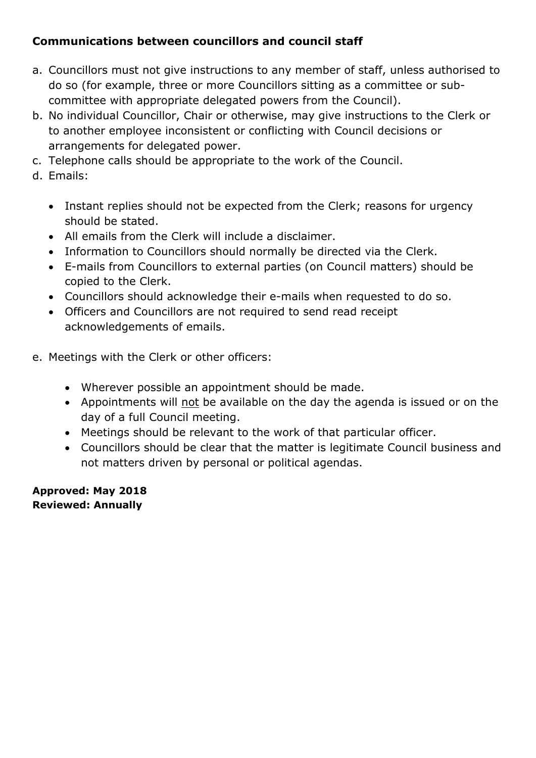**Communications between councillors and council staff**

a. Councillors must not give instructions to any member of staff, unless authorised to do so (for example, three or more Councillors sitting as a committee or sub-committee with appropriate delegated powers from the Council).
b. No individual Councillor, Chair or otherwise, may give instructions to the Clerk or to another employee inconsistent or conflicting with Council decisions or arrangements for delegated power.
c. Telephone calls should be appropriate to the work of the Council.
d. Emails:
    - Instant replies should not be expected from the Clerk; reasons for urgency should be stated.
    - All emails from the Clerk will include a disclaimer.
    - Information to Councillors should normally be directed via the Clerk.
    - E-mails from Councillors to external parties (on Council matters) should be copied to the Clerk.
    - Councillors should acknowledge their e-mails when requested to do so.
    - Officers and Councillors are not required to send read receipt acknowledgements of emails.
e. Meetings with the Clerk or other officers:
    - Wherever possible an appointment should be made.
    - Appointments will <u>not</u> be available on the day the agenda is issued or on the day of a full Council meeting.
    - Meetings should be relevant to the work of that particular officer.
    - Councillors should be clear that the matter is legitimate Council business and not matters driven by personal or political agendas.

**Approved: May 2018**
**Reviewed: Annually**